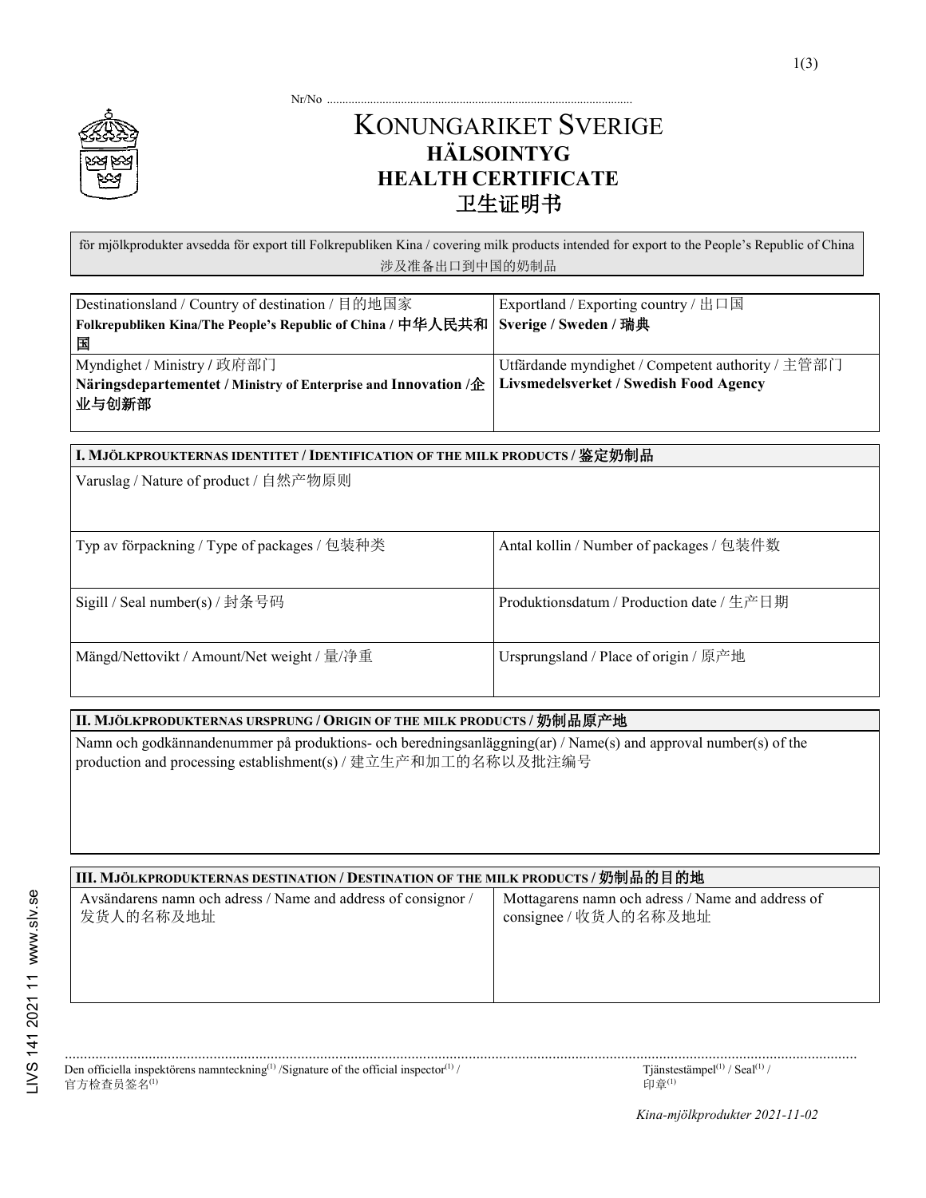Nr/No ..................................................................................................

# KONUNGARIKET SVERIGE
## HÄLSOINTYG
## HEALTH CERTIFICATE
## 卫生证明书

för mjölkprodukter avsedda för export till Folkrepubliken Kina / covering milk products intended for export to the People's Republic of China
涉及准备出口到中国的奶制品

| Destinationsland / Country of destination / 目的地国家<br>**Folkrepubliken Kina/The People's Republic of China / 中华人民共和国** | Exportland / Exporting country / 出口国<br>**Sverige / Sweden / 瑞典** |
|---|---|
| Myndighet / Ministry / 政府部门<br>**Näringsdepartementet / Ministry of Enterprise and Innovation /企业与创新部** | Utfärdande myndighet / Competent authority / 主管部门<br>**Livsmedelsverket / Swedish Food Agency** |

| **I. MJÖLKPROUKTERNAS IDENTITET / IDENTIFICATION OF THE MILK PRODUCTS / 鉴定奶制品** | |
|---|---|
| Varuslag / Nature of product / 自然产物原则 | |
| Typ av förpackning / Type of packages / 包装种类 | Antal kollin / Number of packages / 包装件数 |
| Sigill / Seal number(s) / 封条号码 | Produktionsdatum / Production date / 生产日期 |
| Mängd/Nettovikt / Amount/Net weight / 量/净重 | Ursprungsland / Place of origin / 原产地 |

| **II. MJÖLKPRODUKTERNAS URSPRUNG / ORIGIN OF THE MILK PRODUCTS / 奶制品原产地** |
|---|
| Namn och godkännandenummer på produktions- och beredningsanläggning(ar) / Name(s) and approval number(s) of the production and processing establishment(s) / 建立生产和加工的名称以及批注编号 |

| **III. MJÖLKPRODUKTERNAS DESTINATION / DESTINATION OF THE MILK PRODUCTS / 奶制品的目的地** | |
|---|---|
| Avsändarens namn och adress / Name and address of consignor / 发货人的名称及地址 | Mottagarens namn och adress / Name and address of consignee / 收货人的名称及地址 |

..........................................................................................................................................................................................

Den officiella inspektörens namnteckning[(1)] /Signature of the official inspector[(1)] / 官方检查员签名[(1)]

Tjänstestämpel[(1)] / Seal[(1)] / 印章[(1)]

*Kina-mjölkprodukter 2021-11-02*

LIVS 141 2021 11 www.slv.se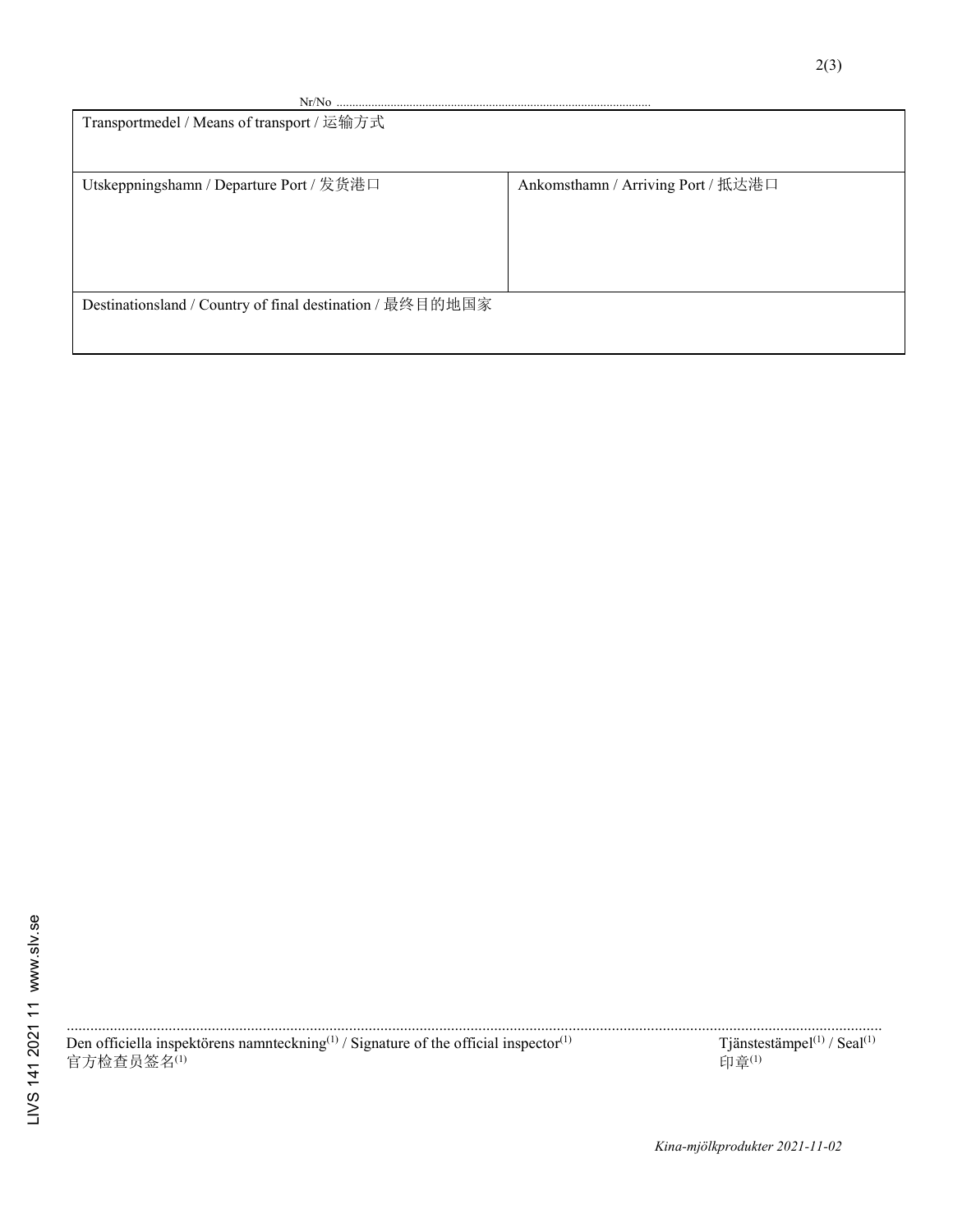Nr/No ..................................................................................................

| Transportmedel / Means of transport / 运输方式 | |
|---|---|
| Utskeppningshamn / Departure Port / 发货港口 | Ankomsthamn / Arriving Port / 抵达港口 |
| Destinationsland / Country of final destination / 最终目的地国家 | |

..................................................................................................................................................................................................

Den officiella inspektörens namnteckning(1) / Signature of the official inspector(1)
官方检查员签名(1)

Tjänstestämpel(1) / Seal(1)
印章(1)

LIVS 141 2021 11 www.slv.se

*Kina-mjölkprodukter 2021-11-02*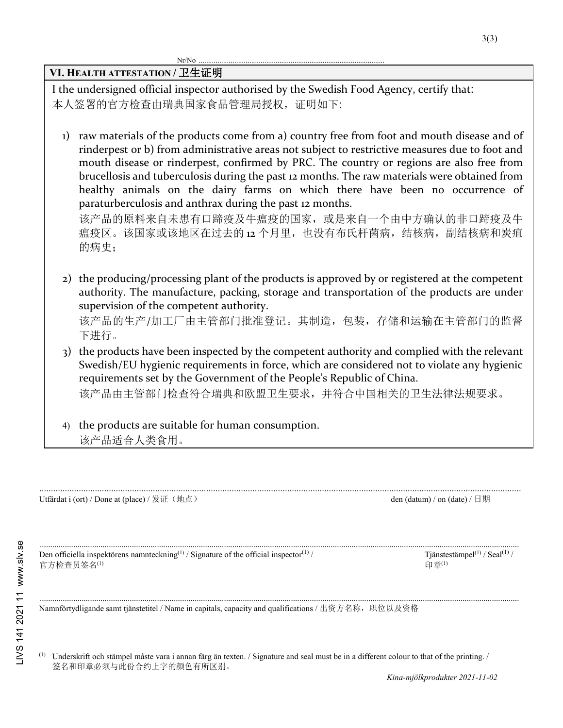Nr/No ..................................................................................................

## VI. Health attestation / 卫生证明

I the undersigned official inspector authorised by the Swedish Food Agency, certify that:
本人签署的官方检查由瑞典国家食品管理局授权，证明如下:

1) raw materials of the products come from a) country free from foot and mouth disease and of rinderpest or b) from administrative areas not subject to restrictive measures due to foot and mouth disease or rinderpest, confirmed by PRC. The country or regions are also free from brucellosis and tuberculosis during the past 12 months. The raw materials were obtained from healthy animals on the dairy farms on which there have been no occurrence of paraturberculosis and anthrax during the past 12 months.
该产品的原料来自未患有口蹄疫及牛瘟疫的国家，或是来自一个由中方确认的非口蹄疫及牛瘟疫区。该国家或该地区在过去的 12 个月里，也没有布氏杆菌病，结核病，副结核病和炭疽的病史；

2) the producing/processing plant of the products is approved by or registered at the competent authority. The manufacture, packing, storage and transportation of the products are under supervision of the competent authority.
该产品的生产/加工厂由主管部门批准登记。其制造，包装，存储和运输在主管部门的监督下进行。

3) the products have been inspected by the competent authority and complied with the relevant Swedish/EU hygienic requirements in force, which are considered not to violate any hygienic requirements set by the Government of the People's Republic of China.
该产品由主管部门检查符合瑞典和欧盟卫生要求，并符合中国相关的卫生法律法规要求。

4) the products are suitable for human consumption.
该产品适合人类食用。

..........................................................................................................................................................................................

Utfärdat i (ort) / Done at (place) / 发证（地点） den (datum) / on (date) / 日期

..........................................................................................................................................................................................

Den officiella inspektörens namnteckning[1] / Signature of the official inspector[1] / 官方检查员签名[1] Tjänstestämpel[1] / Seal[1] / 印章[1]

..........................................................................................................................................................................................

Namnförtydligande samt tjänstetitel / Name in capitals, capacity and qualifications / 出资方名称，职位以及资格

[1] Underskrift och stämpel måste vara i annan färg än texten. / Signature and seal must be in a different colour to that of the printing. / 签名和印章必须与此份合约上字的颜色有所区别。

*Kina-mjölkprodukter 2021-11-02*

LIVS 141 2021 11 www.slv.se